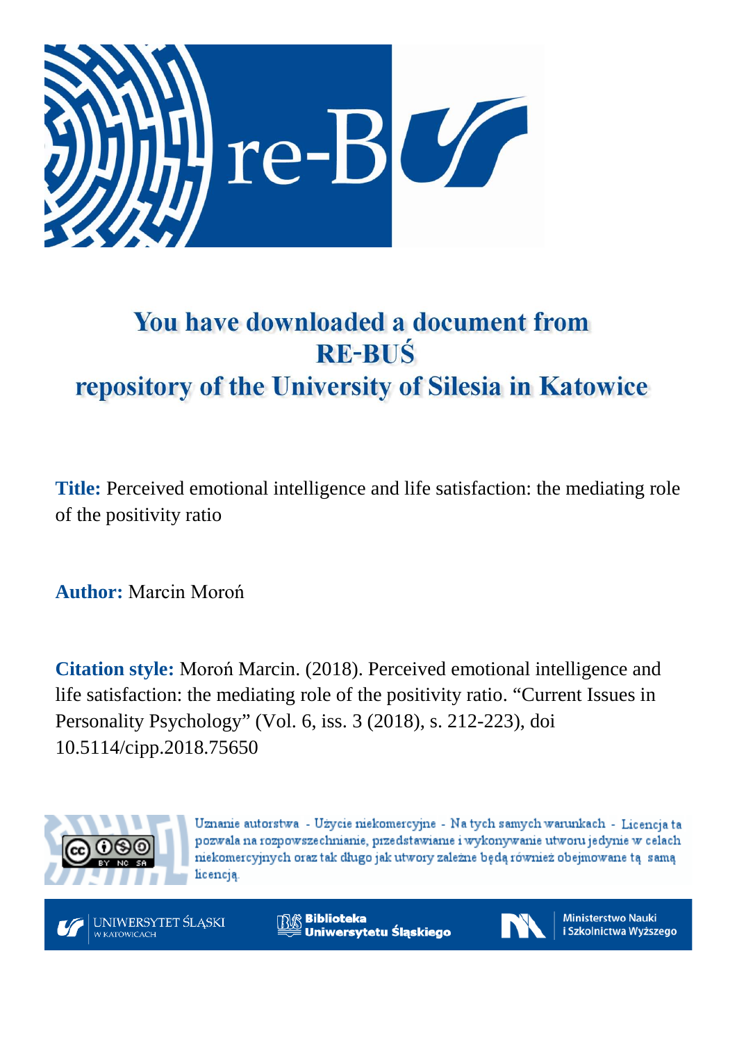# You have downloaded a document from RE-BUŚ repository of the University of Silesia in Katowice

**Title:** Perceived emotional intelligence and life satisfaction: the mediating role of the positivity ratio

**Author:** Marcin Moroń

**Citation style:** Moroń Marcin. (2018). Perceived emotional intelligence and life satisfaction: the mediating role of the positivity ratio. "Current Issues in Personality Psychology" (Vol. 6, iss. 3 (2018), s. 212-223), doi 10.5114/cipp.2018.75650

Uznanie autorstwa - Użycie niekomercyjne - Na tych samych warunkach - Licencja ta pozwala na rozpowszechnianie, przedstawianie i wykonywanie utworu jedynie w celach niekomercyjnych oraz tak długo jak utwory zależne będą również obejmowane tą samą licencją.

UNIWERSYTET ŚLĄSKI W KATOWICACH | Biblioteka Uniwersytetu Śląskiego | Ministerstwo Nauki i Szkolnictwa Wyższego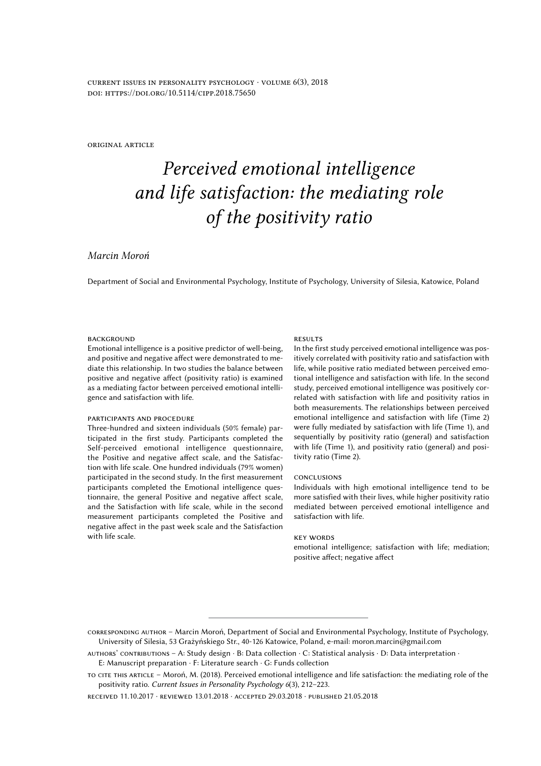original article

# *Perceived emotional intelligence and life satisfaction: the mediating role of the positivity ratio*

*Marcin Moroń*

Department of Social and Environmental Psychology, Institute of Psychology, University of Silesia, Katowice, Poland

### background

Emotional intelligence is a positive predictor of well-being, and positive and negative affect were demonstrated to mediate this relationship. In two studies the balance between positive and negative affect (positivity ratio) is examined as a mediating factor between perceived emotional intelligence and satisfaction with life.

### participants and procedure

Three-hundred and sixteen individuals (50% female) participated in the first study. Participants completed the Self-perceived emotional intelligence questionnaire, the Positive and negative affect scale, and the Satisfaction with life scale. One hundred individuals (79% women) participated in the second study. In the first measurement participants completed the Emotional intelligence questionnaire, the general Positive and negative affect scale, and the Satisfaction with life scale, while in the second measurement participants completed the Positive and negative affect in the past week scale and the Satisfaction with life scale.

### results

In the first study perceived emotional intelligence was positively correlated with positivity ratio and satisfaction with life, while positive ratio mediated between perceived emotional intelligence and satisfaction with life. In the second study, perceived emotional intelligence was positively correlated with satisfaction with life and positivity ratios in both measurements. The relationships between perceived emotional intelligence and satisfaction with life (Time 2) were fully mediated by satisfaction with life (Time 1), and sequentially by positivity ratio (general) and satisfaction with life (Time 1), and positivity ratio (general) and positivity ratio (Time 2).

### conclusions

Individuals with high emotional intelligence tend to be more satisfied with their lives, while higher positivity ratio mediated between perceived emotional intelligence and satisfaction with life.

### key words

emotional intelligence; satisfaction with life; mediation; positive affect; negative affect

---

corresponding author – Marcin Moroń, Department of Social and Environmental Psychology, Institute of Psychology, University of Silesia, 53 Grażyńskiego Str., 40-126 Katowice, Poland, e-mail: moron.marcin@gmail.com

authors' contributions – A: Study design · B: Data collection · C: Statistical analysis · D: Data interpretation · E: Manuscript preparation · F: Literature search · G: Funds collection

to cite this article – Moroń, M. (2018). Perceived emotional intelligence and life satisfaction: the mediating role of the positivity ratio. *Current Issues in Personality Psychology 6*(3), 212–223.

received 11.10.2017 · reviewed 13.01.2018 · accepted 29.03.2018 · published 21.05.2018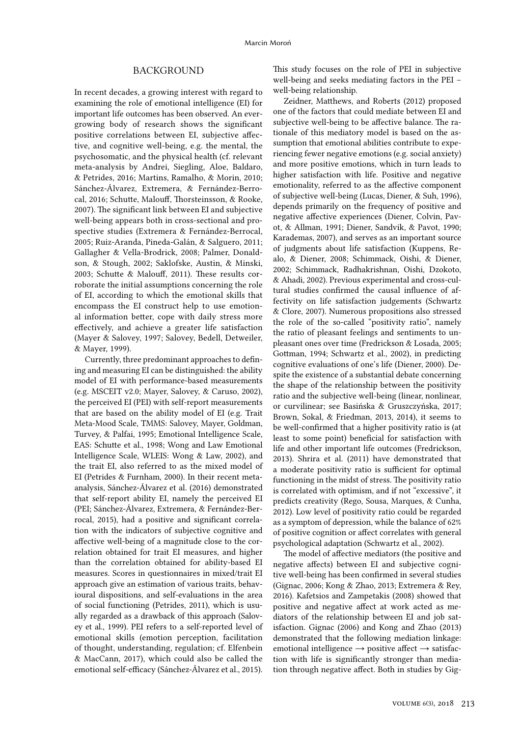## BACKGROUND

In recent decades, a growing interest with regard to examining the role of emotional intelligence (EI) for important life outcomes has been observed. An ever-growing body of research shows the significant positive correlations between EI, subjective affective, and cognitive well-being, e.g. the mental, the psychosomatic, and the physical health (cf. relevant meta-analysis by Andrei, Siegling, Aloe, Baldaro, & Petrides, 2016; Martins, Ramalho, & Morin, 2010; Sánchez-Álvarez, Extremera, & Fernández-Berrocal, 2016; Schutte, Malouff, Thorsteinsson, & Rooke, 2007). The significant link between EI and subjective well-being appears both in cross-sectional and prospective studies (Extremera & Fernández-Berrocal, 2005; Ruiz-Aranda, Pineda-Galán, & Salguero, 2011; Gallagher & Vella-Brodrick, 2008; Palmer, Donaldson, & Stough, 2002; Saklofske, Austin, & Minski, 2003; Schutte & Malouff, 2011). These results corroborate the initial assumptions concerning the role of EI, according to which the emotional skills that encompass the EI construct help to use emotional information better, cope with daily stress more effectively, and achieve a greater life satisfaction (Mayer & Salovey, 1997; Salovey, Bedell, Detweiler, & Mayer, 1999).

Currently, three predominant approaches to defining and measuring EI can be distinguished: the ability model of EI with performance-based measurements (e.g. MSCEIT v2.0; Mayer, Salovey, & Caruso, 2002), the perceived EI (PEI) with self-report measurements that are based on the ability model of EI (e.g. Trait Meta-Mood Scale, TMMS: Salovey, Mayer, Goldman, Turvey, & Palfai, 1995; Emotional Intelligence Scale, EAS: Schutte et al., 1998; Wong and Law Emotional Intelligence Scale, WLEIS: Wong & Law, 2002), and the trait EI, also referred to as the mixed model of EI (Petrides & Furnham, 2000). In their recent meta-analysis, Sánchez-Álvarez et al. (2016) demonstrated that self-report ability EI, namely the perceived EI (PEI; Sánchez-Álvarez, Extremera, & Fernández-Berrocal, 2015), had a positive and significant correlation with the indicators of subjective cognitive and affective well-being of a magnitude close to the correlation obtained for trait EI measures, and higher than the correlation obtained for ability-based EI measures. Scores in questionnaires in mixed/trait EI approach give an estimation of various traits, behavioural dispositions, and self-evaluations in the area of social functioning (Petrides, 2011), which is usually regarded as a drawback of this approach (Salovey et al., 1999). PEI refers to a self-reported level of emotional skills (emotion perception, facilitation of thought, understanding, regulation; cf. Elfenbein & MacCann, 2017), which could also be called the emotional self-efficacy (Sánchez-Álvarez et al., 2015). This study focuses on the role of PEI in subjective well-being and seeks mediating factors in the PEI – well-being relationship.

Zeidner, Matthews, and Roberts (2012) proposed one of the factors that could mediate between EI and subjective well-being to be affective balance. The rationale of this mediatory model is based on the assumption that emotional abilities contribute to experiencing fewer negative emotions (e.g. social anxiety) and more positive emotions, which in turn leads to higher satisfaction with life. Positive and negative emotionality, referred to as the affective component of subjective well-being (Lucas, Diener, & Suh, 1996), depends primarily on the frequency of positive and negative affective experiences (Diener, Colvin, Pavot, & Allman, 1991; Diener, Sandvik, & Pavot, 1990; Karademas, 2007), and serves as an important source of judgments about life satisfaction (Kuppens, Realo, & Diener, 2008; Schimmack, Oishi, & Diener, 2002; Schimmack, Radhakrishnan, Oishi, Dzokoto, & Ahadi, 2002). Previous experimental and cross-cultural studies confirmed the causal influence of affectivity on life satisfaction judgements (Schwartz & Clore, 2007). Numerous propositions also stressed the role of the so-called "positivity ratio", namely the ratio of pleasant feelings and sentiments to unpleasant ones over time (Fredrickson & Losada, 2005; Gottman, 1994; Schwartz et al., 2002), in predicting cognitive evaluations of one's life (Diener, 2000). Despite the existence of a substantial debate concerning the shape of the relationship between the positivity ratio and the subjective well-being (linear, nonlinear, or curvilinear; see Basińska & Gruszczyńska, 2017; Brown, Sokal, & Friedman, 2013, 2014), it seems to be well-confirmed that a higher positivity ratio is (at least to some point) beneficial for satisfaction with life and other important life outcomes (Fredrickson, 2013). Shrira et al. (2011) have demonstrated that a moderate positivity ratio is sufficient for optimal functioning in the midst of stress. The positivity ratio is correlated with optimism, and if not "excessive", it predicts creativity (Rego, Sousa, Marques, & Cunha, 2012). Low level of positivity ratio could be regarded as a symptom of depression, while the balance of 62% of positive cognition or affect correlates with general psychological adaptation (Schwartz et al., 2002).

The model of affective mediators (the positive and negative affects) between EI and subjective cognitive well-being has been confirmed in several studies (Gignac, 2006; Kong & Zhao, 2013; Extremera & Rey, 2016). Kafetsios and Zampetakis (2008) showed that positive and negative affect at work acted as mediators of the relationship between EI and job satisfaction. Gignac (2006) and Kong and Zhao (2013) demonstrated that the following mediation linkage: emotional intelligence → positive affect → satisfaction with life is significantly stronger than mediation through negative affect. Both in studies by Gig-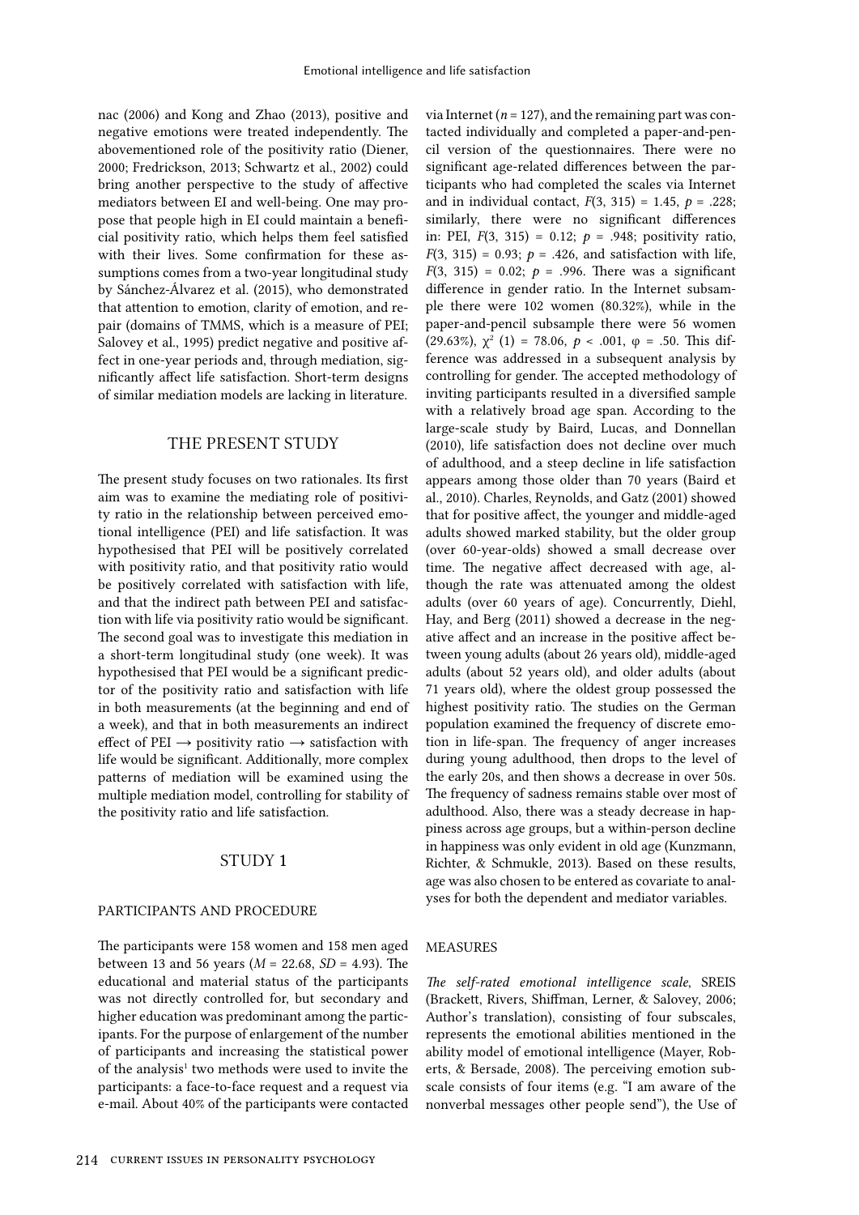nac (2006) and Kong and Zhao (2013), positive and negative emotions were treated independently. The abovementioned role of the positivity ratio (Diener, 2000; Fredrickson, 2013; Schwartz et al., 2002) could bring another perspective to the study of affective mediators between EI and well-being. One may propose that people high in EI could maintain a beneficial positivity ratio, which helps them feel satisfied with their lives. Some confirmation for these assumptions comes from a two-year longitudinal study by Sánchez-Álvarez et al. (2015), who demonstrated that attention to emotion, clarity of emotion, and repair (domains of TMMS, which is a measure of PEI; Salovey et al., 1995) predict negative and positive affect in one-year periods and, through mediation, significantly affect life satisfaction. Short-term designs of similar mediation models are lacking in literature.

## THE PRESENT STUDY

The present study focuses on two rationales. Its first aim was to examine the mediating role of positivity ratio in the relationship between perceived emotional intelligence (PEI) and life satisfaction. It was hypothesised that PEI will be positively correlated with positivity ratio, and that positivity ratio would be positively correlated with satisfaction with life, and that the indirect path between PEI and satisfaction with life via positivity ratio would be significant. The second goal was to investigate this mediation in a short-term longitudinal study (one week). It was hypothesised that PEI would be a significant predictor of the positivity ratio and satisfaction with life in both measurements (at the beginning and end of a week), and that in both measurements an indirect effect of PEI → positivity ratio → satisfaction with life would be significant. Additionally, more complex patterns of mediation will be examined using the multiple mediation model, controlling for stability of the positivity ratio and life satisfaction.

## STUDY 1

### PARTICIPANTS AND PROCEDURE

The participants were 158 women and 158 men aged between 13 and 56 years ($M$ = 22.68, $SD$ = 4.93). The educational and material status of the participants was not directly controlled for, but secondary and higher education was predominant among the participants. For the purpose of enlargement of the number of participants and increasing the statistical power of the analysis[1] two methods were used to invite the participants: a face-to-face request and a request via e-mail. About 40% of the participants were contacted via Internet ($n$ = 127), and the remaining part was contacted individually and completed a paper-and-pencil version of the questionnaires. There were no significant age-related differences between the participants who had completed the scales via Internet and in individual contact, $F(3, 315) = 1.45$, $p = .228$; similarly, there were no significant differences in: PEI, $F(3, 315) = 0.12$; $p = .948$; positivity ratio, $F(3, 315) = 0.93$; $p = .426$, and satisfaction with life, $F(3, 315) = 0.02$; $p = .996$. There was a significant difference in gender ratio. In the Internet subsample there were 102 women (80.32%), while in the paper-and-pencil subsample there were 56 women (29.63%), $\chi^2$ (1) = 78.06, $p < .001$, φ = .50. This difference was addressed in a subsequent analysis by controlling for gender. The accepted methodology of inviting participants resulted in a diversified sample with a relatively broad age span. According to the large-scale study by Baird, Lucas, and Donnellan (2010), life satisfaction does not decline over much of adulthood, and a steep decline in life satisfaction appears among those older than 70 years (Baird et al., 2010). Charles, Reynolds, and Gatz (2001) showed that for positive affect, the younger and middle-aged adults showed marked stability, but the older group (over 60-year-olds) showed a small decrease over time. The negative affect decreased with age, although the rate was attenuated among the oldest adults (over 60 years of age). Concurrently, Diehl, Hay, and Berg (2011) showed a decrease in the negative affect and an increase in the positive affect between young adults (about 26 years old), middle-aged adults (about 52 years old), and older adults (about 71 years old), where the oldest group possessed the highest positivity ratio. The studies on the German population examined the frequency of discrete emotion in life-span. The frequency of anger increases during young adulthood, then drops to the level of the early 20s, and then shows a decrease in over 50s. The frequency of sadness remains stable over most of adulthood. Also, there was a steady decrease in happiness across age groups, but a within-person decline in happiness was only evident in old age (Kunzmann, Richter, & Schmukle, 2013). Based on these results, age was also chosen to be entered as covariate to analyses for both the dependent and mediator variables.

### MEASURES

*The self-rated emotional intelligence scale*, SREIS (Brackett, Rivers, Shiffman, Lerner, & Salovey, 2006; Author's translation), consisting of four subscales, represents the emotional abilities mentioned in the ability model of emotional intelligence (Mayer, Roberts, & Bersade, 2008). The perceiving emotion subscale consists of four items (e.g. "I am aware of the nonverbal messages other people send"), the Use of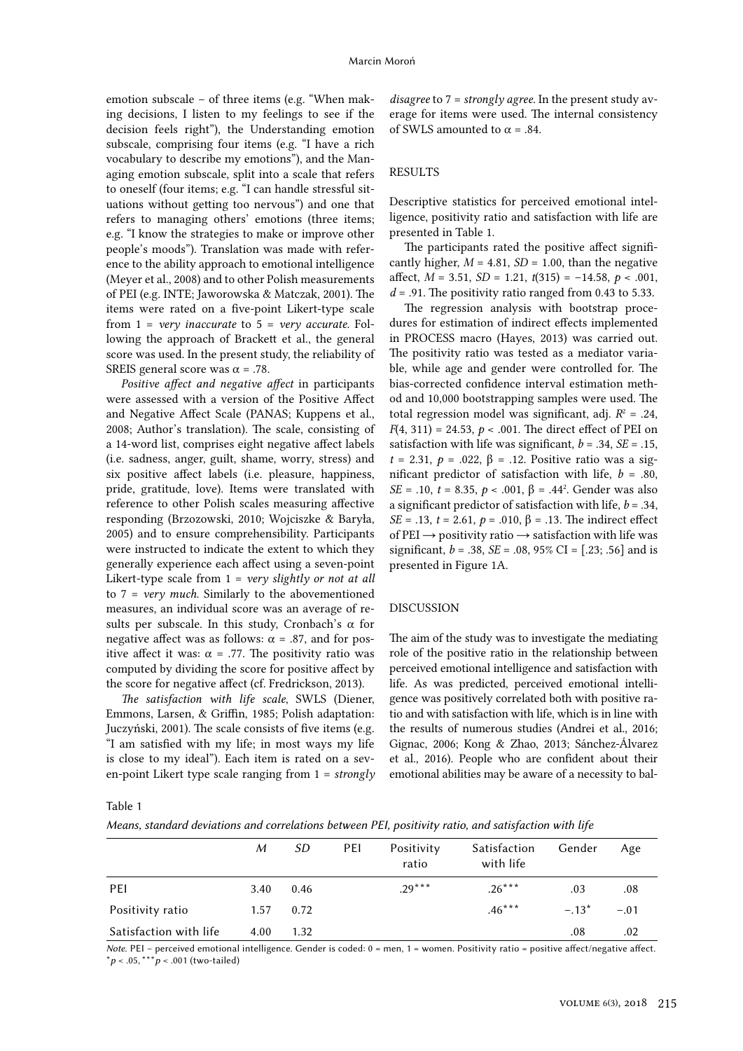emotion subscale – of three items (e.g. "When making decisions, I listen to my feelings to see if the decision feels right"), the Understanding emotion subscale, comprising four items (e.g. "I have a rich vocabulary to describe my emotions"), and the Managing emotion subscale, split into a scale that refers to oneself (four items; e.g. "I can handle stressful situations without getting too nervous") and one that refers to managing others' emotions (three items; e.g. "I know the strategies to make or improve other people's moods"). Translation was made with reference to the ability approach to emotional intelligence (Meyer et al., 2008) and to other Polish measurements of PEI (e.g. INTE; Jaworowska & Matczak, 2001). The items were rated on a five-point Likert-type scale from 1 = *very inaccurate* to 5 = *very accurate*. Following the approach of Brackett et al., the general score was used. In the present study, the reliability of SREIS general score was α = .78.

*Positive affect and negative affect* in participants were assessed with a version of the Positive Affect and Negative Affect Scale (PANAS; Kuppens et al., 2008; Author's translation). The scale, consisting of a 14-word list, comprises eight negative affect labels (i.e. sadness, anger, guilt, shame, worry, stress) and six positive affect labels (i.e. pleasure, happiness, pride, gratitude, love). Items were translated with reference to other Polish scales measuring affective responding (Brzozowski, 2010; Wojciszke & Baryła, 2005) and to ensure comprehensibility. Participants were instructed to indicate the extent to which they generally experience each affect using a seven-point Likert-type scale from 1 = *very slightly or not at all* to 7 = *very much*. Similarly to the abovementioned measures, an individual score was an average of results per subscale. In this study, Cronbach's α for negative affect was as follows: α = .87, and for positive affect it was: α = .77. The positivity ratio was computed by dividing the score for positive affect by the score for negative affect (cf. Fredrickson, 2013).

*The satisfaction with life scale*, SWLS (Diener, Emmons, Larsen, & Griffin, 1985; Polish adaptation: Juczyński, 2001). The scale consists of five items (e.g. "I am satisfied with my life; in most ways my life is close to my ideal"). Each item is rated on a seven-point Likert type scale ranging from 1 = *strongly disagree* to 7 = *strongly agree*. In the present study average for items were used. The internal consistency of SWLS amounted to α = .84.

## RESULTS

Descriptive statistics for perceived emotional intelligence, positivity ratio and satisfaction with life are presented in Table 1.

The participants rated the positive affect significantly higher, $M = 4.81$, $SD = 1.00$, than the negative affect, $M = 3.51$, $SD = 1.21$, $t(315) = -14.58$, $p < .001$, $d = .91$. The positivity ratio ranged from 0.43 to 5.33.

The regression analysis with bootstrap procedures for estimation of indirect effects implemented in PROCESS macro (Hayes, 2013) was carried out. The positivity ratio was tested as a mediator variable, while age and gender were controlled for. The bias-corrected confidence interval estimation method and 10,000 bootstrapping samples were used. The total regression model was significant, adj. $R^2 = .24$, $F(4, 311) = 24.53$, $p < .001$. The direct effect of PEI on satisfaction with life was significant, $b = .34$, $SE = .15$, $t = 2.31$, $p = .022$, $\beta = .12$. Positive ratio was a significant predictor of satisfaction with life, $b = .80$, $SE = .10$, $t = 8.35$, $p < .001$, $\beta = .44$[2]. Gender was also a significant predictor of satisfaction with life, $b = .34$, $SE = .13$, $t = 2.61$, $p = .010$, $\beta = .13$. The indirect effect of PEI → positivity ratio → satisfaction with life was significant, $b = .38$, $SE = .08$, 95% CI = [.23; .56] and is presented in Figure 1A.

## DISCUSSION

The aim of the study was to investigate the mediating role of the positive ratio in the relationship between perceived emotional intelligence and satisfaction with life. As was predicted, perceived emotional intelligence was positively correlated both with positive ratio and with satisfaction with life, which is in line with the results of numerous studies (Andrei et al., 2016; Gignac, 2006; Kong & Zhao, 2013; Sánchez-Álvarez et al., 2016). People who are confident about their emotional abilities may be aware of a necessity to bal-

Table 1

*Means, standard deviations and correlations between PEI, positivity ratio, and satisfaction with life*

| | *M* | *SD* | PEI | Positivity ratio | Satisfaction with life | Gender | Age |
|---|---|---|---|---|---|---|---|
| PEI | 3.40 | 0.46 | | .29*** | .26*** | .03 | .08 |
| Positivity ratio | 1.57 | 0.72 | | | .46*** | −.13* | −.01 |
| Satisfaction with life | 4.00 | 1.32 | | | | .08 | .02 |

*Note.* PEI – perceived emotional intelligence. Gender is coded: 0 = men, 1 = women. Positivity ratio = positive affect/negative affect.
*$p < .05$, ***$p < .001$ (two-tailed)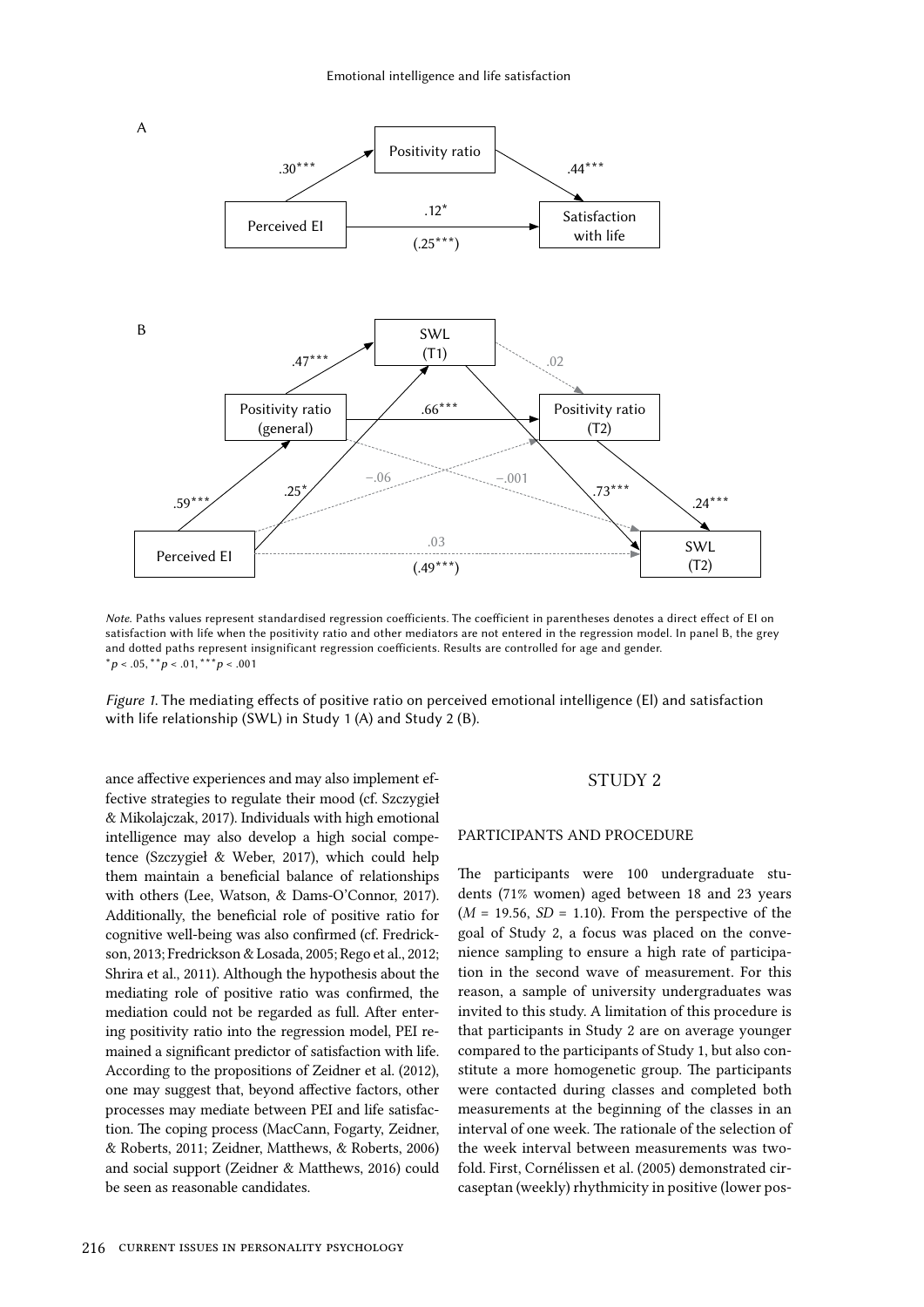A

B

*Note.* Paths values represent standardised regression coefficients. The coefficient in parentheses denotes a direct effect of EI on satisfaction with life when the positivity ratio and other mediators are not entered in the regression model. In panel B, the grey and dotted paths represent insignificant regression coefficients. Results are controlled for age and gender.
$^{*}p < .05$, $^{**}p < .01$, $^{***}p < .001$

*Figure 1.* The mediating effects of positive ratio on perceived emotional intelligence (EI) and satisfaction with life relationship (SWL) in Study 1 (A) and Study 2 (B).

ance affective experiences and may also implement effective strategies to regulate their mood (cf. Szczygieł & Mikolajczak, 2017). Individuals with high emotional intelligence may also develop a high social competence (Szczygieł & Weber, 2017), which could help them maintain a beneficial balance of relationships with others (Lee, Watson, & Dams-O'Connor, 2017). Additionally, the beneficial role of positive ratio for cognitive well-being was also confirmed (cf. Fredrickson, 2013; Fredrickson & Losada, 2005; Rego et al., 2012; Shrira et al., 2011). Although the hypothesis about the mediating role of positive ratio was confirmed, the mediation could not be regarded as full. After entering positivity ratio into the regression model, PEI remained a significant predictor of satisfaction with life. According to the propositions of Zeidner et al. (2012), one may suggest that, beyond affective factors, other processes may mediate between PEI and life satisfaction. The coping process (MacCann, Fogarty, Zeidner, & Roberts, 2011; Zeidner, Matthews, & Roberts, 2006) and social support (Zeidner & Matthews, 2016) could be seen as reasonable candidates.

## STUDY 2

### PARTICIPANTS AND PROCEDURE

The participants were 100 undergraduate students (71% women) aged between 18 and 23 years ($M$ = 19.56, $SD$ = 1.10). From the perspective of the goal of Study 2, a focus was placed on the convenience sampling to ensure a high rate of participation in the second wave of measurement. For this reason, a sample of university undergraduates was invited to this study. A limitation of this procedure is that participants in Study 2 are on average younger compared to the participants of Study 1, but also constitute a more homogenetic group. The participants were contacted during classes and completed both measurements at the beginning of the classes in an interval of one week. The rationale of the selection of the week interval between measurements was twofold. First, Cornélissen et al. (2005) demonstrated circaseptan (weekly) rhythmicity in positive (lower pos-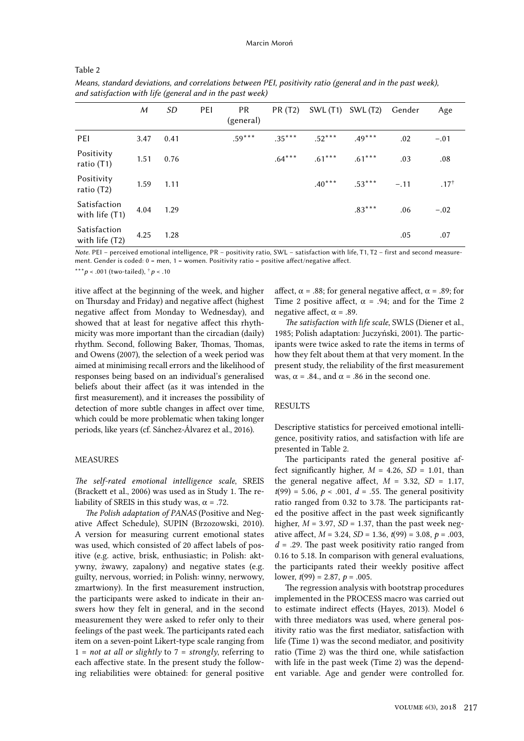Table 2

*Means, standard deviations, and correlations between PEI, positivity ratio (general and in the past week), and satisfaction with life (general and in the past week)*

| | *M* | *SD* | PEI | PR (general) | PR (T2) | SWL (T1) | SWL (T2) | Gender | Age |
|---|---|---|---|---|---|---|---|---|---|
| PEI | 3.47 | 0.41 | | .59*** | .35*** | .52*** | .49*** | .02 | −.01 |
| Positivity ratio (T1) | 1.51 | 0.76 | | | .64*** | .61*** | .61*** | .03 | .08 |
| Positivity ratio (T2) | 1.59 | 1.11 | | | | .40*** | .53*** | −.11 | .17† |
| Satisfaction with life (T1) | 4.04 | 1.29 | | | | | .83*** | .06 | −.02 |
| Satisfaction with life (T2) | 4.25 | 1.28 | | | | | | .05 | .07 |

*Note.* PEI – perceived emotional intelligence, PR – positivity ratio, SWL – satisfaction with life, T1, T2 – first and second measurement. Gender is coded: 0 = men, 1 = women. Positivity ratio = positive affect/negative affect.

***$p < .001$ (two-tailed), † $p < .10$

itive affect at the beginning of the week, and higher on Thursday and Friday) and negative affect (highest negative affect from Monday to Wednesday), and showed that at least for negative affect this rhythmicity was more important than the circadian (daily) rhythm. Second, following Baker, Thomas, Thomas, and Owens (2007), the selection of a week period was aimed at minimising recall errors and the likelihood of responses being based on an individual's generalised beliefs about their affect (as it was intended in the first measurement), and it increases the possibility of detection of more subtle changes in affect over time, which could be more problematic when taking longer periods, like years (cf. Sánchez-Álvarez et al., 2016).

## MEASURES

*The self-rated emotional intelligence scale*, SREIS (Brackett et al., 2006) was used as in Study 1. The reliability of SREIS in this study was, $\alpha = .72$.

*The Polish adaptation of PANAS* (Positive and Negative Affect Schedule), SUPIN (Brzozowski, 2010). A version for measuring current emotional states was used, which consisted of 20 affect labels of positive (e.g. active, brisk, enthusiastic; in Polish: aktywny, żwawy, zapalony) and negative states (e.g. guilty, nervous, worried; in Polish: winny, nerwowy, zmartwiony). In the first measurement instruction, the participants were asked to indicate in their answers how they felt in general, and in the second measurement they were asked to refer only to their feelings of the past week. The participants rated each item on a seven-point Likert-type scale ranging from 1 = *not at all or slightly* to 7 = *strongly*, referring to each affective state. In the present study the following reliabilities were obtained: for general positive affect, $\alpha = .88$; for general negative affect, $\alpha = .89$; for Time 2 positive affect, $\alpha = .94$; and for the Time 2 negative affect, $\alpha = .89$.

*The satisfaction with life scale*, SWLS (Diener et al., 1985; Polish adaptation: Juczyński, 2001). The participants were twice asked to rate the items in terms of how they felt about them at that very moment. In the present study, the reliability of the first measurement was, $\alpha = .84$., and $\alpha = .86$ in the second one.

## RESULTS

Descriptive statistics for perceived emotional intelligence, positivity ratios, and satisfaction with life are presented in Table 2.

The participants rated the general positive affect significantly higher, $M = 4.26$, $SD = 1.01$, than the general negative affect, $M = 3.32$, $SD = 1.17$, $t(99) = 5.06$, $p < .001$, $d = .55$. The general positivity ratio ranged from 0.32 to 3.78. The participants rated the positive affect in the past week significantly higher, $M = 3.97$, $SD = 1.37$, than the past week negative affect, $M = 3.24$, $SD = 1.36$, $t(99) = 3.08$, $p = .003$, $d = .29$. The past week positivity ratio ranged from 0.16 to 5.18. In comparison with general evaluations, the participants rated their weekly positive affect lower, $t(99) = 2.87$, $p = .005$.

The regression analysis with bootstrap procedures implemented in the PROCESS macro was carried out to estimate indirect effects (Hayes, 2013). Model 6 with three mediators was used, where general positivity ratio was the first mediator, satisfaction with life (Time 1) was the second mediator, and positivity ratio (Time 2) was the third one, while satisfaction with life in the past week (Time 2) was the dependent variable. Age and gender were controlled for.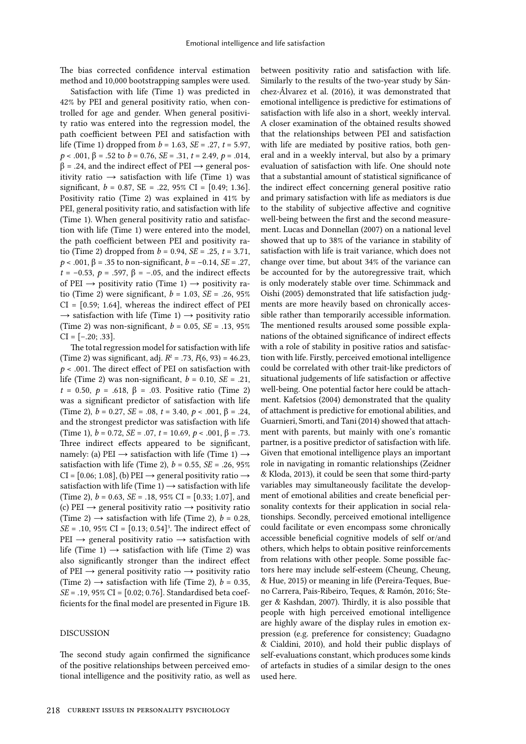The bias corrected confidence interval estimation method and 10,000 bootstrapping samples were used.

Satisfaction with life (Time 1) was predicted in 42% by PEI and general positivity ratio, when controlled for age and gender. When general positivity ratio was entered into the regression model, the path coefficient between PEI and satisfaction with life (Time 1) dropped from $b = 1.63$, $SE = .27$, $t = 5.97$, $p < .001$, $\beta = .52$ to $b = 0.76$, $SE = .31$, $t = 2.49$, $p = .014$, $\beta = .24$, and the indirect effect of PEI → general positivity ratio → satisfaction with life (Time 1) was significant, $b = 0.87$, SE = .22, 95% CI = [0.49; 1.36]. Positivity ratio (Time 2) was explained in 41% by PEI, general positivity ratio, and satisfaction with life (Time 1). When general positivity ratio and satisfaction with life (Time 1) were entered into the model, the path coefficient between PEI and positivity ratio (Time 2) dropped from $b = 0.94$, $SE = .25$, $t = 3.71$, $p < .001$, $\beta = .35$ to non-significant, $b = -0.14$, $SE = .27$, $t = -0.53$, $p = .597$, $\beta = -.05$, and the indirect effects of PEI → positivity ratio (Time 1) → positivity ratio (Time 2) were significant, $b = 1.03$, $SE = .26$, 95% CI = [0.59; 1.64], whereas the indirect effect of PEI → satisfaction with life (Time 1) → positivity ratio (Time 2) was non-significant, $b = 0.05$, $SE = .13$, 95% CI = [–.20; .33].

The total regression model for satisfaction with life (Time 2) was significant, adj. $R^2 = .73$, $F(6, 93) = 46.23$, $p < .001$. The direct effect of PEI on satisfaction with life (Time 2) was non-significant, $b = 0.10$, $SE = .21$, $t = 0.50$, $p = .618$, $\beta = .03$. Positive ratio (Time 2) was a significant predictor of satisfaction with life (Time 2), $b = 0.27$, $SE = .08$, $t = 3.40$, $p < .001$, $\beta = .24$, and the strongest predictor was satisfaction with life (Time 1), $b = 0.72$, $SE = .07$, $t = 10.69$, $p < .001$, $\beta = .73$. Three indirect effects appeared to be significant, namely: (a) PEI → satisfaction with life (Time 1) → satisfaction with life (Time 2), $b = 0.55$, $SE = .26$, 95% CI = [0.06; 1.08], (b) PEI → general positivity ratio → satisfaction with life (Time 1) → satisfaction with life (Time 2), $b = 0.63$, $SE = .18$, 95% CI = [0.33; 1.07], and (c) PEI → general positivity ratio → positivity ratio (Time 2) → satisfaction with life (Time 2), $b = 0.28$, $SE = .10$, 95% CI = [0.13; 0.54][3]. The indirect effect of PEI → general positivity ratio → satisfaction with life (Time 1) → satisfaction with life (Time 2) was also significantly stronger than the indirect effect of PEI → general positivity ratio → positivity ratio (Time 2) → satisfaction with life (Time 2), $b = 0.35$, $SE = .19$, 95% CI = [0.02; 0.76]. Standardised beta coefficients for the final model are presented in Figure 1B.

## DISCUSSION

The second study again confirmed the significance of the positive relationships between perceived emotional intelligence and the positivity ratio, as well as between positivity ratio and satisfaction with life. Similarly to the results of the two-year study by Sánchez-Álvarez et al. (2016), it was demonstrated that emotional intelligence is predictive for estimations of satisfaction with life also in a short, weekly interval. A closer examination of the obtained results showed that the relationships between PEI and satisfaction with life are mediated by positive ratios, both general and in a weekly interval, but also by a primary evaluation of satisfaction with life. One should note that a substantial amount of statistical significance of the indirect effect concerning general positive ratio and primary satisfaction with life as mediators is due to the stability of subjective affective and cognitive well-being between the first and the second measurement. Lucas and Donnellan (2007) on a national level showed that up to 38% of the variance in stability of satisfaction with life is trait variance, which does not change over time, but about 34% of the variance can be accounted for by the autoregressive trait, which is only moderately stable over time. Schimmack and Oishi (2005) demonstrated that life satisfaction judgments are more heavily based on chronically accessible rather than temporarily accessible information. The mentioned results aroused some possible explanations of the obtained significance of indirect effects with a role of stability in positive ratios and satisfaction with life. Firstly, perceived emotional intelligence could be correlated with other trait-like predictors of situational judgements of life satisfaction or affective well-being. One potential factor here could be attachment. Kafetsios (2004) demonstrated that the quality of attachment is predictive for emotional abilities, and Guarnieri, Smorti, and Tani (2014) showed that attachment with parents, but mainly with one's romantic partner, is a positive predictor of satisfaction with life. Given that emotional intelligence plays an important role in navigating in romantic relationships (Zeidner & Kloda, 2013), it could be seen that some third-party variables may simultaneously facilitate the development of emotional abilities and create beneficial personality contexts for their application in social relationships. Secondly, perceived emotional intelligence could facilitate or even encompass some chronically accessible beneficial cognitive models of self or/and others, which helps to obtain positive reinforcements from relations with other people. Some possible factors here may include self-esteem (Cheung, Cheung, & Hue, 2015) or meaning in life (Pereira-Teques, Bueno Carrera, Pais-Ribeiro, Teques, & Ramón, 2016; Steger & Kashdan, 2007). Thirdly, it is also possible that people with high perceived emotional intelligence are highly aware of the display rules in emotion expression (e.g. preference for consistency; Guadagno & Cialdini, 2010), and hold their public displays of self-evaluations constant, which produces some kinds of artefacts in studies of a similar design to the ones used here.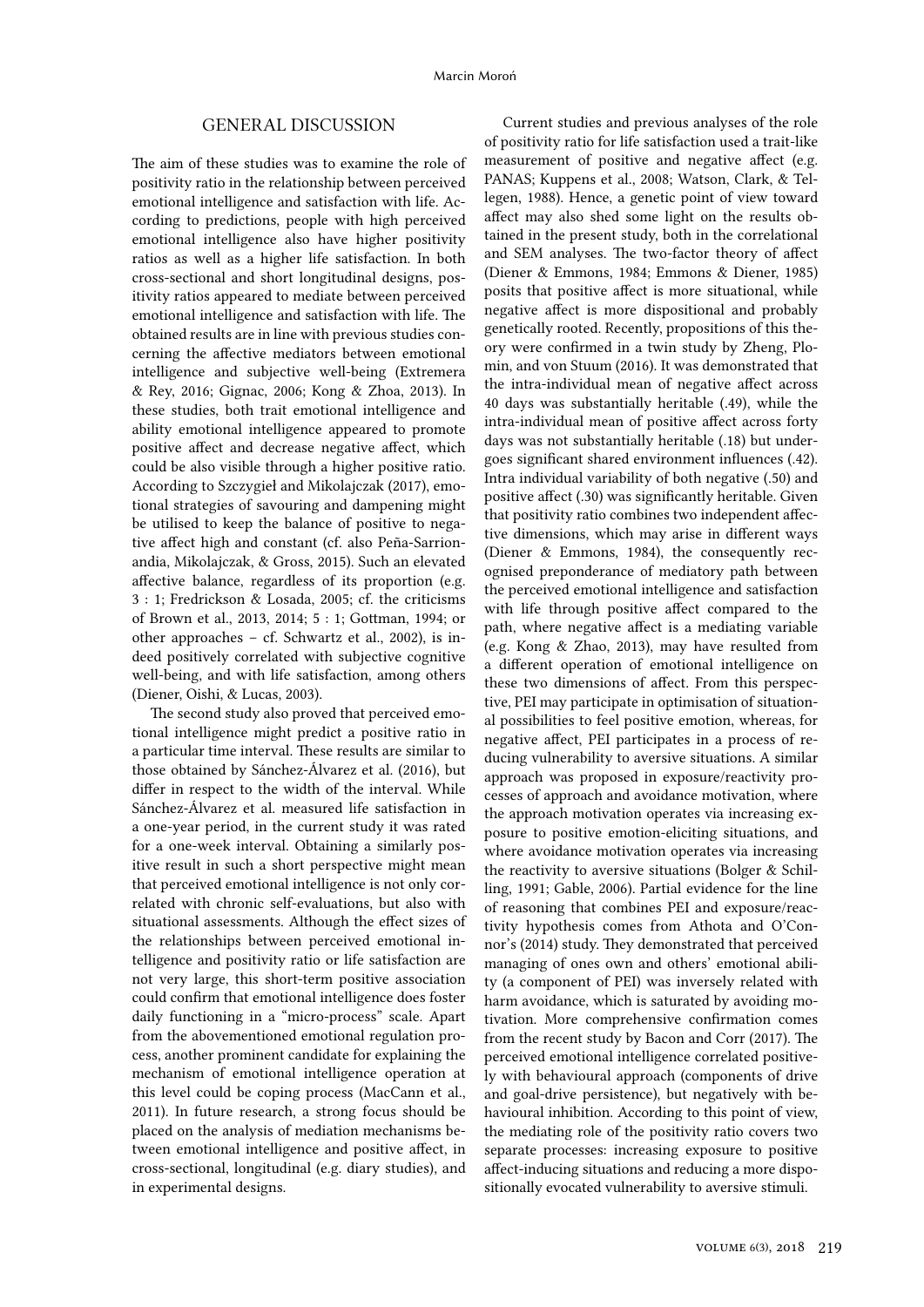## GENERAL DISCUSSION

The aim of these studies was to examine the role of positivity ratio in the relationship between perceived emotional intelligence and satisfaction with life. According to predictions, people with high perceived emotional intelligence also have higher positivity ratios as well as a higher life satisfaction. In both cross-sectional and short longitudinal designs, positivity ratios appeared to mediate between perceived emotional intelligence and satisfaction with life. The obtained results are in line with previous studies concerning the affective mediators between emotional intelligence and subjective well-being (Extremera & Rey, 2016; Gignac, 2006; Kong & Zhoa, 2013). In these studies, both trait emotional intelligence and ability emotional intelligence appeared to promote positive affect and decrease negative affect, which could be also visible through a higher positive ratio. According to Szczygieł and Mikolajczak (2017), emotional strategies of savouring and dampening might be utilised to keep the balance of positive to negative affect high and constant (cf. also Peña-Sarrionandia, Mikolajczak, & Gross, 2015). Such an elevated affective balance, regardless of its proportion (e.g. 3 : 1; Fredrickson & Losada, 2005; cf. the criticisms of Brown et al., 2013, 2014; 5 : 1; Gottman, 1994; or other approaches – cf. Schwartz et al., 2002), is indeed positively correlated with subjective cognitive well-being, and with life satisfaction, among others (Diener, Oishi, & Lucas, 2003).

The second study also proved that perceived emotional intelligence might predict a positive ratio in a particular time interval. These results are similar to those obtained by Sánchez-Álvarez et al. (2016), but differ in respect to the width of the interval. While Sánchez-Álvarez et al. measured life satisfaction in a one-year period, in the current study it was rated for a one-week interval. Obtaining a similarly positive result in such a short perspective might mean that perceived emotional intelligence is not only correlated with chronic self-evaluations, but also with situational assessments. Although the effect sizes of the relationships between perceived emotional intelligence and positivity ratio or life satisfaction are not very large, this short-term positive association could confirm that emotional intelligence does foster daily functioning in a "micro-process" scale. Apart from the abovementioned emotional regulation process, another prominent candidate for explaining the mechanism of emotional intelligence operation at this level could be coping process (MacCann et al., 2011). In future research, a strong focus should be placed on the analysis of mediation mechanisms between emotional intelligence and positive affect, in cross-sectional, longitudinal (e.g. diary studies), and in experimental designs.

Current studies and previous analyses of the role of positivity ratio for life satisfaction used a trait-like measurement of positive and negative affect (e.g. PANAS; Kuppens et al., 2008; Watson, Clark, & Tellegen, 1988). Hence, a genetic point of view toward affect may also shed some light on the results obtained in the present study, both in the correlational and SEM analyses. The two-factor theory of affect (Diener & Emmons, 1984; Emmons & Diener, 1985) posits that positive affect is more situational, while negative affect is more dispositional and probably genetically rooted. Recently, propositions of this theory were confirmed in a twin study by Zheng, Plomin, and von Stuum (2016). It was demonstrated that the intra-individual mean of negative affect across 40 days was substantially heritable (.49), while the intra-individual mean of positive affect across forty days was not substantially heritable (.18) but undergoes significant shared environment influences (.42). Intra individual variability of both negative (.50) and positive affect (.30) was significantly heritable. Given that positivity ratio combines two independent affective dimensions, which may arise in different ways (Diener & Emmons, 1984), the consequently recognised preponderance of mediatory path between the perceived emotional intelligence and satisfaction with life through positive affect compared to the path, where negative affect is a mediating variable (e.g. Kong & Zhao, 2013), may have resulted from a different operation of emotional intelligence on these two dimensions of affect. From this perspective, PEI may participate in optimisation of situational possibilities to feel positive emotion, whereas, for negative affect, PEI participates in a process of reducing vulnerability to aversive situations. A similar approach was proposed in exposure/reactivity processes of approach and avoidance motivation, where the approach motivation operates via increasing exposure to positive emotion-eliciting situations, and where avoidance motivation operates via increasing the reactivity to aversive situations (Bolger & Schilling, 1991; Gable, 2006). Partial evidence for the line of reasoning that combines PEI and exposure/reactivity hypothesis comes from Athota and O'Connor's (2014) study. They demonstrated that perceived managing of ones own and others' emotional ability (a component of PEI) was inversely related with harm avoidance, which is saturated by avoiding motivation. More comprehensive confirmation comes from the recent study by Bacon and Corr (2017). The perceived emotional intelligence correlated positively with behavioural approach (components of drive and goal-drive persistence), but negatively with behavioural inhibition. According to this point of view, the mediating role of the positivity ratio covers two separate processes: increasing exposure to positive affect-inducing situations and reducing a more dispositionally evocated vulnerability to aversive stimuli.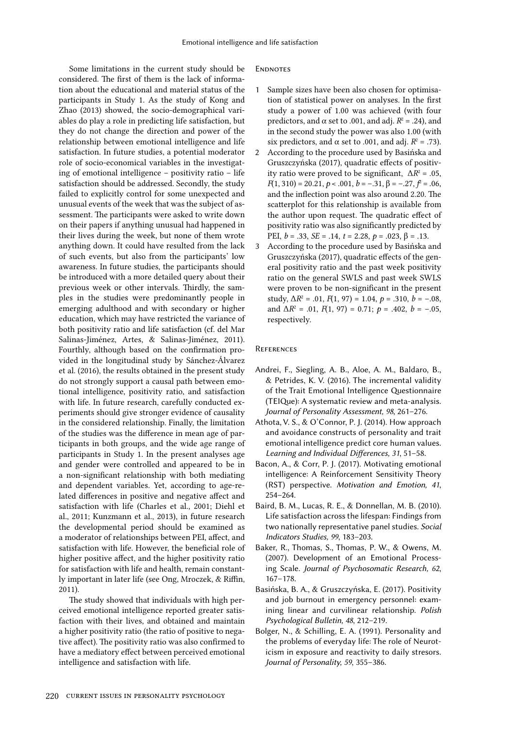Some limitations in the current study should be considered. The first of them is the lack of information about the educational and material status of the participants in Study 1. As the study of Kong and Zhao (2013) showed, the socio-demographical variables do play a role in predicting life satisfaction, but they do not change the direction and power of the relationship between emotional intelligence and life satisfaction. In future studies, a potential moderator role of socio-economical variables in the investigating of emotional intelligence – positivity ratio – life satisfaction should be addressed. Secondly, the study failed to explicitly control for some unexpected and unusual events of the week that was the subject of assessment. The participants were asked to write down on their papers if anything unusual had happened in their lives during the week, but none of them wrote anything down. It could have resulted from the lack of such events, but also from the participants' low awareness. In future studies, the participants should be introduced with a more detailed query about their previous week or other intervals. Thirdly, the samples in the studies were predominantly people in emerging adulthood and with secondary or higher education, which may have restricted the variance of both positivity ratio and life satisfaction (cf. del Mar Salinas-Jiménez, Artes, & Salinas-Jiménez, 2011). Fourthly, although based on the confirmation provided in the longitudinal study by Sánchez-Álvarez et al. (2016), the results obtained in the present study do not strongly support a causal path between emotional intelligence, positivity ratio, and satisfaction with life. In future research, carefully conducted experiments should give stronger evidence of causality in the considered relationship. Finally, the limitation of the studies was the difference in mean age of participants in both groups, and the wide age range of participants in Study 1. In the present analyses age and gender were controlled and appeared to be in a non-significant relationship with both mediating and dependent variables. Yet, according to age-related differences in positive and negative affect and satisfaction with life (Charles et al., 2001; Diehl et al., 2011; Kunzmann et al., 2013), in future research the developmental period should be examined as a moderator of relationships between PEI, affect, and satisfaction with life. However, the beneficial role of higher positive affect, and the higher positivity ratio for satisfaction with life and health, remain constantly important in later life (see Ong, Mroczek, & Riffin, 2011).

The study showed that individuals with high perceived emotional intelligence reported greater satisfaction with their lives, and obtained and maintain a higher positivity ratio (the ratio of positive to negative affect). The positivity ratio was also confirmed to have a mediatory effect between perceived emotional intelligence and satisfaction with life.

## Endnotes

1. Sample sizes have been also chosen for optimisation of statistical power on analyses. In the first study a power of 1.00 was achieved (with four predictors, and $\alpha$ set to .001, and adj. $R^2$ = .24), and in the second study the power was also 1.00 (with six predictors, and $\alpha$ set to .001, and adj. $R^2$ = .73).
2. According to the procedure used by Basińska and Gruszczyńska (2017), quadratic effects of positivity ratio were proved to be significant, $\Delta R^2 = .05$, $F(1, 310) = 20.21$, $p < .001$, $b = -.31$, $\beta = -.27$, $f^2 = .06$, and the inflection point was also around 2.20. The scatterplot for this relationship is available from the author upon request. The quadratic effect of positivity ratio was also significantly predicted by PEI, $b = .33$, $SE = .14$, $t = 2.28$, $p = .023$, $\beta = .13$.
3. According to the procedure used by Basińska and Gruszczyńska (2017), quadratic effects of the general positivity ratio and the past week positivity ratio on the general SWLS and past week SWLS were proven to be non-significant in the present study, $\Delta R^2 = .01$, $F(1, 97) = 1.04$, $p = .310$, $b = -.08$, and $\Delta R^2 = .01$, $F(1, 97) = 0.71$; $p = .402$, $b = -.05$, respectively.

## References

Andrei, F., Siegling, A. B., Aloe, A. M., Baldaro, B., & Petrides, K. V. (2016). The incremental validity of the Trait Emotional Intelligence Questionnaire (TEIQue): A systematic review and meta-analysis. *Journal of Personality Assessment, 98*, 261–276.

Athota, V. S., & O'Connor, P. J. (2014). How approach and avoidance constructs of personality and trait emotional intelligence predict core human values. *Learning and Individual Differences, 31*, 51–58.

Bacon, A., & Corr, P. J. (2017). Motivating emotional intelligence: A Reinforcement Sensitivity Theory (RST) perspective. *Motivation and Emotion, 41*, 254–264.

Baird, B. M., Lucas, R. E., & Donnellan, M. B. (2010). Life satisfaction across the lifespan: Findings from two nationally representative panel studies. *Social Indicators Studies, 99*, 183–203.

Baker, R., Thomas, S., Thomas, P. W., & Owens, M. (2007). Development of an Emotional Processing Scale. *Journal of Psychosomatic Research, 62*, 167–178.

Basińska, B. A., & Gruszczyńska, E. (2017). Positivity and job burnout in emergency personnel: examining linear and curvilinear relationship. *Polish Psychological Bulletin, 48*, 212–219.

Bolger, N., & Schilling, E. A. (1991). Personality and the problems of everyday life: The role of Neuroticism in exposure and reactivity to daily stresors. *Journal of Personality, 59*, 355–386.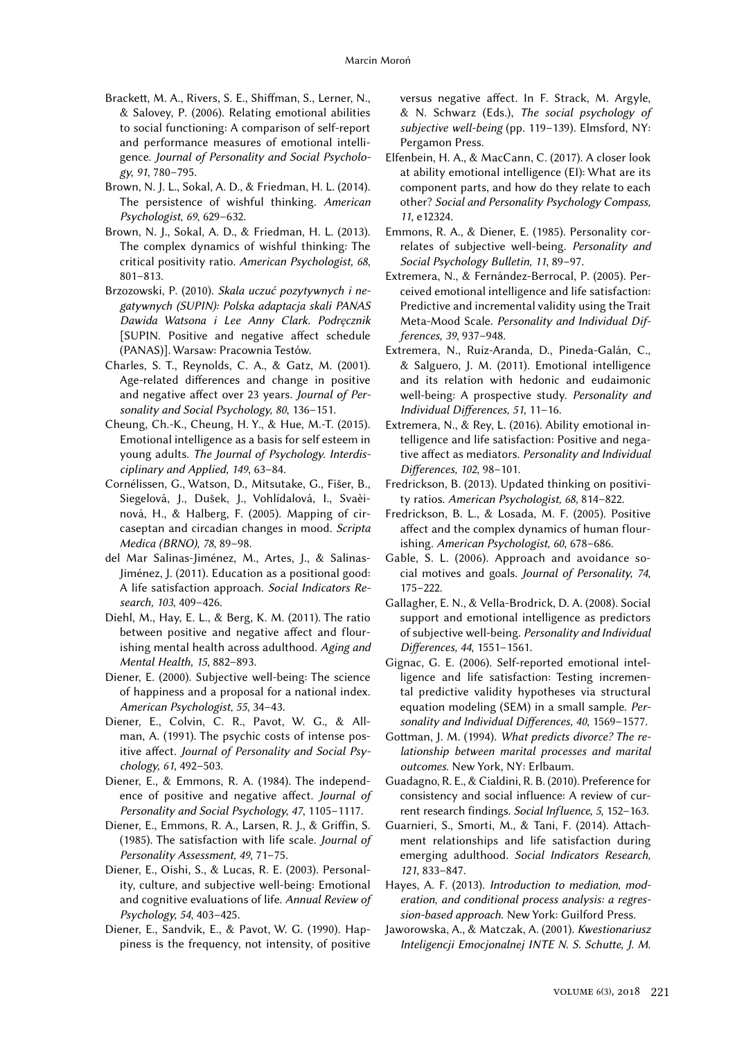Brackett, M. A., Rivers, S. E., Shiffman, S., Lerner, N., & Salovey, P. (2006). Relating emotional abilities to social functioning: A comparison of self-report and performance measures of emotional intelligence. *Journal of Personality and Social Psychology, 91*, 780–795.

Brown, N. J. L., Sokal, A. D., & Friedman, H. L. (2014). The persistence of wishful thinking. *American Psychologist, 69*, 629–632.

Brown, N. J., Sokal, A. D., & Friedman, H. L. (2013). The complex dynamics of wishful thinking: The critical positivity ratio. *American Psychologist, 68*, 801–813.

Brzozowski, P. (2010). *Skala uczuć pozytywnych i negatywnych (SUPIN): Polska adaptacja skali PANAS Dawida Watsona i Lee Anny Clark. Podręcznik* [SUPIN. Positive and negative affect schedule (PANAS)]. Warsaw: Pracownia Testów.

Charles, S. T., Reynolds, C. A., & Gatz, M. (2001). Age-related differences and change in positive and negative affect over 23 years. *Journal of Personality and Social Psychology, 80*, 136–151.

Cheung, Ch.-K., Cheung, H. Y., & Hue, M.-T. (2015). Emotional intelligence as a basis for self esteem in young adults. *The Journal of Psychology. Interdisciplinary and Applied, 149*, 63–84.

Cornélissen, G., Watson, D., Mitsutake, G., Fišer, B., Siegelová, J., Dušek, J., Vohlídalová, I., Svaèinová, H., & Halberg, F. (2005). Mapping of circaseptan and circadian changes in mood. *Scripta Medica (BRNO), 78*, 89–98.

del Mar Salinas-Jiménez, M., Artes, J., & Salinas-Jiménez, J. (2011). Education as a positional good: A life satisfaction approach. *Social Indicators Research, 103*, 409–426.

Diehl, M., Hay, E. L., & Berg, K. M. (2011). The ratio between positive and negative affect and flourishing mental health across adulthood. *Aging and Mental Health, 15*, 882–893.

Diener, E. (2000). Subjective well-being: The science of happiness and a proposal for a national index. *American Psychologist, 55*, 34–43.

Diener, E., Colvin, C. R., Pavot, W. G., & Allman, A. (1991). The psychic costs of intense positive affect. *Journal of Personality and Social Psychology, 61*, 492–503.

Diener, E., & Emmons, R. A. (1984). The independence of positive and negative affect. *Journal of Personality and Social Psychology, 47*, 1105–1117.

Diener, E., Emmons, R. A., Larsen, R. J., & Griffin, S. (1985). The satisfaction with life scale. *Journal of Personality Assessment, 49*, 71–75.

Diener, E., Oishi, S., & Lucas, R. E. (2003). Personality, culture, and subjective well-being: Emotional and cognitive evaluations of life. *Annual Review of Psychology, 54*, 403–425.

Diener, E., Sandvik, E., & Pavot, W. G. (1990). Happiness is the frequency, not intensity, of positive versus negative affect. In F. Strack, M. Argyle, & N. Schwarz (Eds.), *The social psychology of subjective well-being* (pp. 119–139). Elmsford, NY: Pergamon Press.

Elfenbein, H. A., & MacCann, C. (2017). A closer look at ability emotional intelligence (EI): What are its component parts, and how do they relate to each other? *Social and Personality Psychology Compass, 11*, e12324.

Emmons, R. A., & Diener, E. (1985). Personality correlates of subjective well-being. *Personality and Social Psychology Bulletin, 11*, 89–97.

Extremera, N., & Fernández-Berrocal, P. (2005). Perceived emotional intelligence and life satisfaction: Predictive and incremental validity using the Trait Meta-Mood Scale. *Personality and Individual Differences, 39*, 937–948.

Extremera, N., Ruiz-Aranda, D., Pineda-Galán, C., & Salguero, J. M. (2011). Emotional intelligence and its relation with hedonic and eudaimonic well-being: A prospective study. *Personality and Individual Differences, 51*, 11–16.

Extremera, N., & Rey, L. (2016). Ability emotional intelligence and life satisfaction: Positive and negative affect as mediators. *Personality and Individual Differences, 102*, 98–101.

Fredrickson, B. (2013). Updated thinking on positivity ratios. *American Psychologist, 68*, 814–822.

Fredrickson, B. L., & Losada, M. F. (2005). Positive affect and the complex dynamics of human flourishing. *American Psychologist, 60*, 678–686.

Gable, S. L. (2006). Approach and avoidance social motives and goals. *Journal of Personality, 74*, 175–222.

Gallagher, E. N., & Vella-Brodrick, D. A. (2008). Social support and emotional intelligence as predictors of subjective well-being. *Personality and Individual Differences, 44*, 1551–1561.

Gignac, G. E. (2006). Self-reported emotional intelligence and life satisfaction: Testing incremental predictive validity hypotheses via structural equation modeling (SEM) in a small sample. *Personality and Individual Differences, 40*, 1569–1577.

Gottman, J. M. (1994). *What predicts divorce? The relationship between marital processes and marital outcomes.* New York, NY: Erlbaum.

Guadagno, R. E., & Cialdini, R. B. (2010). Preference for consistency and social influence: A review of current research findings. *Social Influence, 5*, 152–163.

Guarnieri, S., Smorti, M., & Tani, F. (2014). Attachment relationships and life satisfaction during emerging adulthood. *Social Indicators Research, 121*, 833–847.

Hayes, A. F. (2013). *Introduction to mediation, moderation, and conditional process analysis: a regression-based approach.* New York: Guilford Press.

Jaworowska, A., & Matczak, A. (2001). *Kwestionariusz Inteligencji Emocjonalnej INTE N. S. Schutte, J. M.*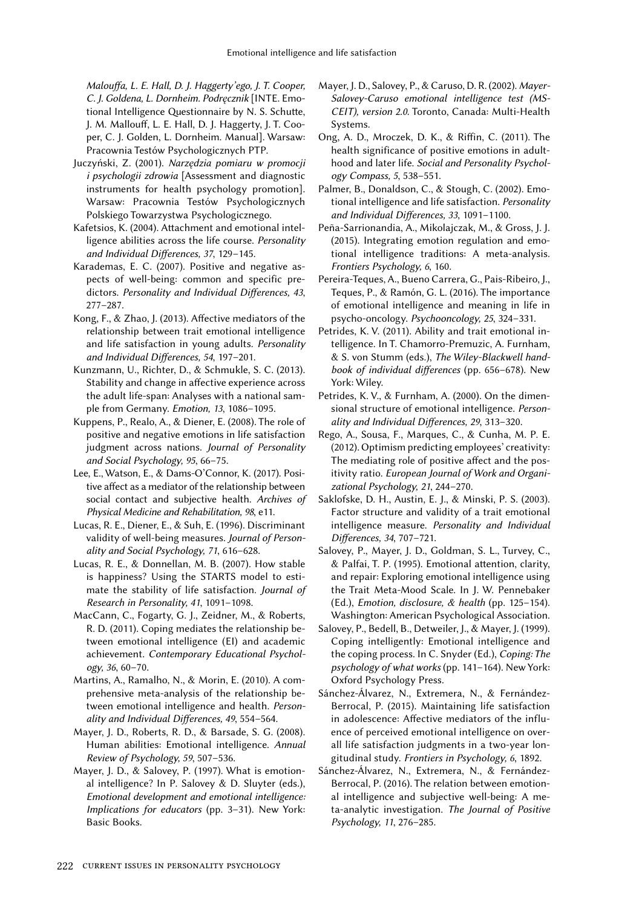*Malouffa, L. E. Hall, D. J. Haggerty'ego, J. T. Cooper, C. J. Goldena, L. Dornheim. Podręcznik* [INTE. Emotional Intelligence Questionnaire by N. S. Schutte, J. M. Mallouff, L. E. Hall, D. J. Haggerty, J. T. Cooper, C. J. Golden, L. Dornheim. Manual]. Warsaw: Pracownia Testów Psychologicznych PTP.

Juczyński, Z. (2001). *Narzędzia pomiaru w promocji i psychologii zdrowia* [Assessment and diagnostic instruments for health psychology promotion]. Warsaw: Pracownia Testów Psychologicznych Polskiego Towarzystwa Psychologicznego.

Kafetsios, K. (2004). Attachment and emotional intelligence abilities across the life course. *Personality and Individual Differences, 37*, 129–145.

Karademas, E. C. (2007). Positive and negative aspects of well-being: common and specific predictors. *Personality and Individual Differences, 43*, 277–287.

Kong, F., & Zhao, J. (2013). Affective mediators of the relationship between trait emotional intelligence and life satisfaction in young adults. *Personality and Individual Differences, 54*, 197–201.

Kunzmann, U., Richter, D., & Schmukle, S. C. (2013). Stability and change in affective experience across the adult life-span: Analyses with a national sample from Germany. *Emotion, 13*, 1086–1095.

Kuppens, P., Realo, A., & Diener, E. (2008). The role of positive and negative emotions in life satisfaction judgment across nations. *Journal of Personality and Social Psychology, 95*, 66–75.

Lee, E., Watson, E., & Dams-O'Connor, K. (2017). Positive affect as a mediator of the relationship between social contact and subjective health. *Archives of Physical Medicine and Rehabilitation, 98*, e11.

Lucas, R. E., Diener, E., & Suh, E. (1996). Discriminant validity of well-being measures. *Journal of Personality and Social Psychology, 71*, 616–628.

Lucas, R. E., & Donnellan, M. B. (2007). How stable is happiness? Using the STARTS model to estimate the stability of life satisfaction. *Journal of Research in Personality, 41*, 1091–1098.

MacCann, C., Fogarty, G. J., Zeidner, M., & Roberts, R. D. (2011). Coping mediates the relationship between emotional intelligence (EI) and academic achievement. *Contemporary Educational Psychology, 36*, 60–70.

Martins, A., Ramalho, N., & Morin, E. (2010). A comprehensive meta-analysis of the relationship between emotional intelligence and health. *Personality and Individual Differences, 49*, 554–564.

Mayer, J. D., Roberts, R. D., & Barsade, S. G. (2008). Human abilities: Emotional intelligence. *Annual Review of Psychology, 59*, 507–536.

Mayer, J. D., & Salovey, P. (1997). What is emotional intelligence? In P. Salovey & D. Sluyter (eds.), *Emotional development and emotional intelligence: Implications for educators* (pp. 3–31). New York: Basic Books.

Mayer, J. D., Salovey, P., & Caruso, D. R. (2002). *Mayer-Salovey-Caruso emotional intelligence test (MSCEIT), version 2.0*. Toronto, Canada: Multi-Health Systems.

Ong, A. D., Mroczek, D. K., & Riffin, C. (2011). The health significance of positive emotions in adulthood and later life. *Social and Personality Psychology Compass, 5*, 538–551.

Palmer, B., Donaldson, C., & Stough, C. (2002). Emotional intelligence and life satisfaction. *Personality and Individual Differences, 33*, 1091–1100.

Peña-Sarrionandia, A., Mikolajczak, M., & Gross, J. J. (2015). Integrating emotion regulation and emotional intelligence traditions: A meta-analysis. *Frontiers Psychology, 6*, 160.

Pereira-Teques, A., Bueno Carrera, G., Pais-Ribeiro, J., Teques, P., & Ramón, G. L. (2016). The importance of emotional intelligence and meaning in life in psycho-oncology. *Psychooncology, 25*, 324–331.

Petrides, K. V. (2011). Ability and trait emotional intelligence. In T. Chamorro-Premuzic, A. Furnham, & S. von Stumm (eds.), *The Wiley-Blackwell handbook of individual differences* (pp. 656–678). New York: Wiley.

Petrides, K. V., & Furnham, A. (2000). On the dimensional structure of emotional intelligence. *Personality and Individual Differences, 29*, 313–320.

Rego, A., Sousa, F., Marques, C., & Cunha, M. P. E. (2012). Optimism predicting employees' creativity: The mediating role of positive affect and the positivity ratio. *European Journal of Work and Organizational Psychology, 21*, 244–270.

Saklofske, D. H., Austin, E. J., & Minski, P. S. (2003). Factor structure and validity of a trait emotional intelligence measure. *Personality and Individual Differences, 34*, 707–721.

Salovey, P., Mayer, J. D., Goldman, S. L., Turvey, C., & Palfai, T. P. (1995). Emotional attention, clarity, and repair: Exploring emotional intelligence using the Trait Meta-Mood Scale. In J. W. Pennebaker (Ed.), *Emotion, disclosure, & health* (pp. 125–154). Washington: American Psychological Association.

Salovey, P., Bedell, B., Detweiler, J., & Mayer, J. (1999). Coping intelligently: Emotional intelligence and the coping process. In C. Snyder (Ed.), *Coping: The psychology of what works* (pp. 141–164). New York: Oxford Psychology Press.

Sánchez-Álvarez, N., Extremera, N., & Fernández-Berrocal, P. (2015). Maintaining life satisfaction in adolescence: Affective mediators of the influence of perceived emotional intelligence on overall life satisfaction judgments in a two-year longitudinal study. *Frontiers in Psychology, 6*, 1892.

Sánchez-Álvarez, N., Extremera, N., & Fernández-Berrocal, P. (2016). The relation between emotional intelligence and subjective well-being: A meta-analytic investigation. *The Journal of Positive Psychology, 11*, 276–285.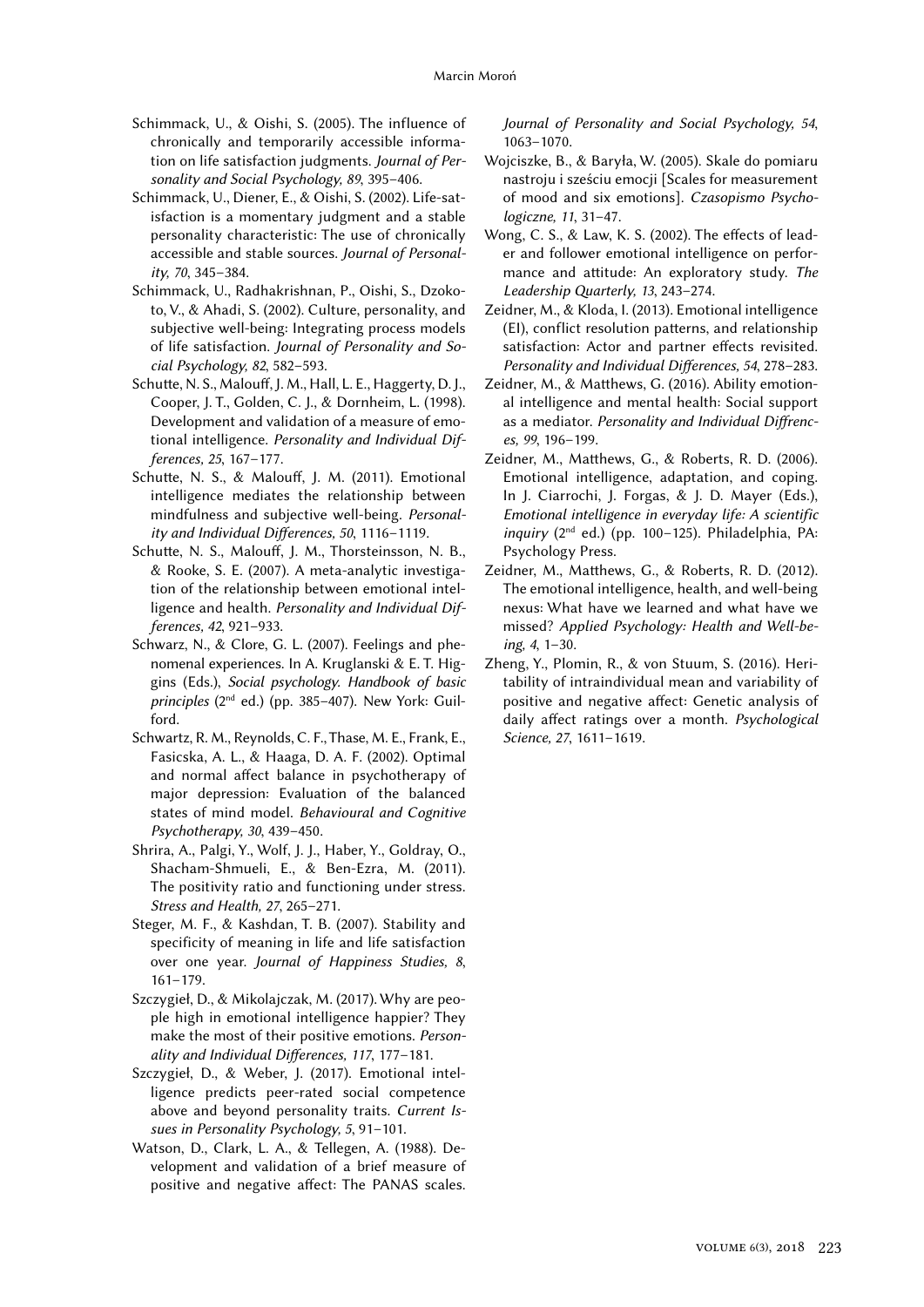Schimmack, U., & Oishi, S. (2005). The influence of chronically and temporarily accessible information on life satisfaction judgments. *Journal of Personality and Social Psychology, 89*, 395–406.

Schimmack, U., Diener, E., & Oishi, S. (2002). Life-satisfaction is a momentary judgment and a stable personality characteristic: The use of chronically accessible and stable sources. *Journal of Personality, 70*, 345–384.

Schimmack, U., Radhakrishnan, P., Oishi, S., Dzokoto, V., & Ahadi, S. (2002). Culture, personality, and subjective well-being: Integrating process models of life satisfaction. *Journal of Personality and Social Psychology, 82*, 582–593.

Schutte, N. S., Malouff, J. M., Hall, L. E., Haggerty, D. J., Cooper, J. T., Golden, C. J., & Dornheim, L. (1998). Development and validation of a measure of emotional intelligence. *Personality and Individual Differences, 25*, 167–177.

Schutte, N. S., & Malouff, J. M. (2011). Emotional intelligence mediates the relationship between mindfulness and subjective well-being. *Personality and Individual Differences*, *50*, 1116–1119.

Schutte, N. S., Malouff, J. M., Thorsteinsson, N. B., & Rooke, S. E. (2007). A meta-analytic investigation of the relationship between emotional intelligence and health. *Personality and Individual Differences, 42*, 921–933.

Schwarz, N., & Clore, G. L. (2007). Feelings and phenomenal experiences. In A. Kruglanski & E. T. Higgins (Eds.), *Social psychology. Handbook of basic principles* (2nd ed.) (pp. 385–407). New York: Guilford.

Schwartz, R. M., Reynolds, C. F., Thase, M. E., Frank, E., Fasicska, A. L., & Haaga, D. A. F. (2002). Optimal and normal affect balance in psychotherapy of major depression: Evaluation of the balanced states of mind model. *Behavioural and Cognitive Psychotherapy, 30*, 439–450.

Shrira, A., Palgi, Y., Wolf, J. J., Haber, Y., Goldray, O., Shacham-Shmueli, E., & Ben-Ezra, M. (2011). The positivity ratio and functioning under stress. *Stress and Health, 27*, 265–271.

Steger, M. F., & Kashdan, T. B. (2007). Stability and specificity of meaning in life and life satisfaction over one year. *Journal of Happiness Studies, 8*, 161–179.

Szczygieł, D., & Mikolajczak, M. (2017). Why are people high in emotional intelligence happier? They make the most of their positive emotions. *Personality and Individual Differences, 117*, 177–181.

Szczygieł, D., & Weber, J. (2017). Emotional intelligence predicts peer-rated social competence above and beyond personality traits. *Current Issues in Personality Psychology, 5*, 91–101.

Watson, D., Clark, L. A., & Tellegen, A. (1988). Development and validation of a brief measure of positive and negative affect: The PANAS scales. *Journal of Personality and Social Psychology, 54*, 1063–1070.

Wojciszke, B., & Baryła, W. (2005). Skale do pomiaru nastroju i sześciu emocji [Scales for measurement of mood and six emotions]. *Czasopismo Psychologiczne, 11*, 31–47.

Wong, C. S., & Law, K. S. (2002). The effects of leader and follower emotional intelligence on performance and attitude: An exploratory study. *The Leadership Quarterly, 13*, 243–274.

Zeidner, M., & Kloda, I. (2013). Emotional intelligence (EI), conflict resolution patterns, and relationship satisfaction: Actor and partner effects revisited. *Personality and Individual Differences, 54*, 278–283.

Zeidner, M., & Matthews, G. (2016). Ability emotional intelligence and mental health: Social support as a mediator. *Personality and Individual Diffrences, 99*, 196–199.

Zeidner, M., Matthews, G., & Roberts, R. D. (2006). Emotional intelligence, adaptation, and coping. In J. Ciarrochi, J. Forgas, & J. D. Mayer (Eds.), *Emotional intelligence in everyday life: A scientific inquiry* (2nd ed.) (pp. 100–125). Philadelphia, PA: Psychology Press.

Zeidner, M., Matthews, G., & Roberts, R. D. (2012). The emotional intelligence, health, and well-being nexus: What have we learned and what have we missed? *Applied Psychology: Health and Well-being, 4*, 1–30.

Zheng, Y., Plomin, R., & von Stuum, S. (2016). Heritability of intraindividual mean and variability of positive and negative affect: Genetic analysis of daily affect ratings over a month. *Psychological Science, 27*, 1611–1619.